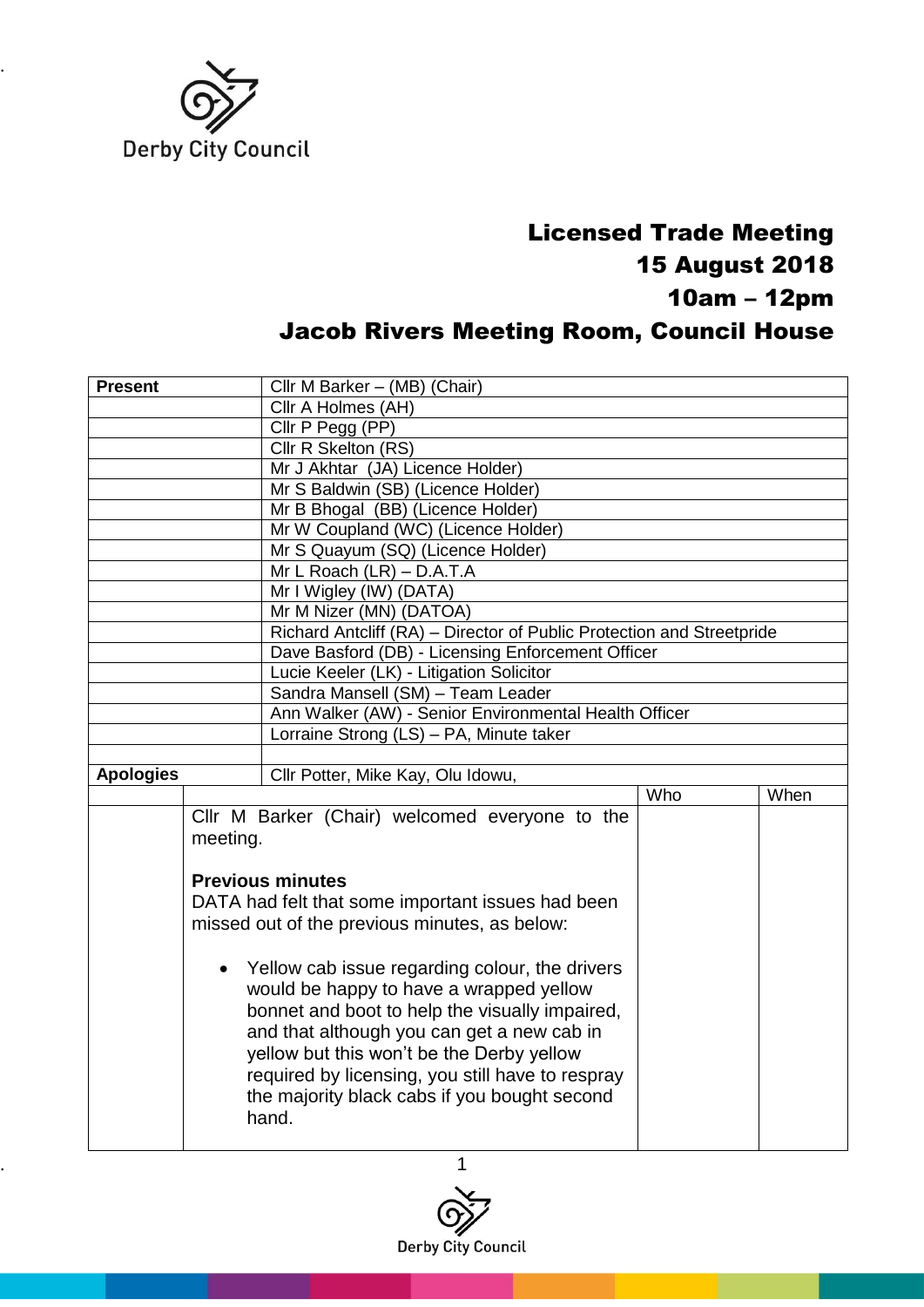Derby City Council

# Licensed Trade Meeting
## 15 August 2018
## 10am – 12pm
## Jacob Rivers Meeting Room, Council House

| **Present** | Cllr M Barker – (MB) (Chair) |
|---|---|
| | Cllr A Holmes (AH) |
| | Cllr P Pegg (PP) |
| | Cllr R Skelton (RS) |
| | Mr J Akhtar (JA) Licence Holder) |
| | Mr S Baldwin (SB) (Licence Holder) |
| | Mr B Bhogal (BB) (Licence Holder) |
| | Mr W Coupland (WC) (Licence Holder) |
| | Mr S Quayum (SQ) (Licence Holder) |
| | Mr L Roach (LR) – D.A.T.A |
| | Mr I Wigley (IW) (DATA) |
| | Mr M Nizer (MN) (DATOA) |
| | Richard Antcliff (RA) – Director of Public Protection and Streetpride |
| | Dave Basford (DB) - Licensing Enforcement Officer |
| | Lucie Keeler (LK) - Litigation Solicitor |
| | Sandra Mansell (SM) – Team Leader |
| | Ann Walker (AW) - Senior Environmental Health Officer |
| | Lorraine Strong (LS) – PA, Minute taker |
| | |
| **Apologies** | Cllr Potter, Mike Kay, Olu Idowu, |

| | | Who | When |
|---|---|---|---|
| | Cllr M Barker (Chair) welcomed everyone to the meeting.<br><br>**Previous minutes**<br>DATA had felt that some important issues had been missed out of the previous minutes, as below:<br><br>• Yellow cab issue regarding colour, the drivers would be happy to have a wrapped yellow bonnet and boot to help the visually impaired, and that although you can get a new cab in yellow but this won't be the Derby yellow required by licensing, you still have to respray the majority black cabs if you bought second hand. | | |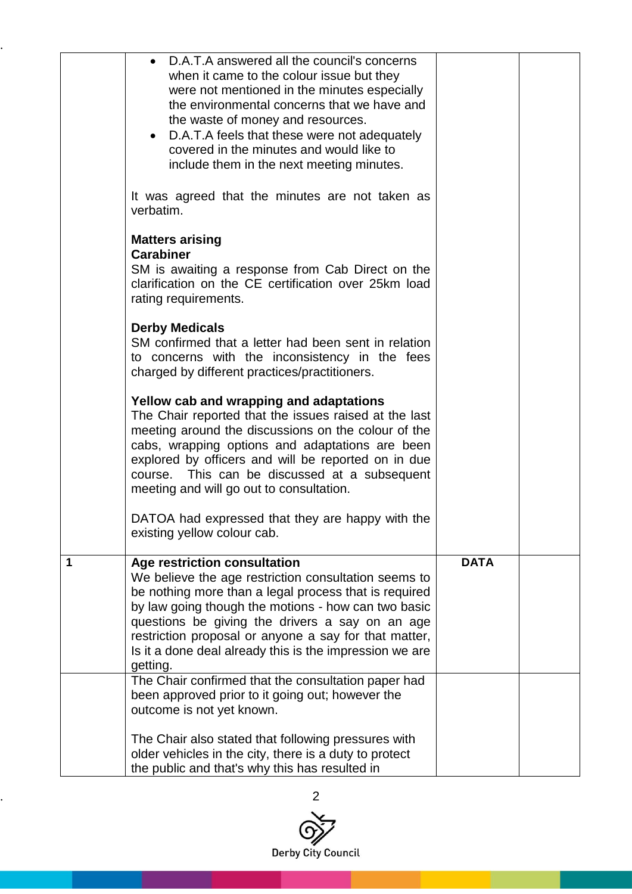| | | | |
|---|---|---|---|
| | • D.A.T.A answered all the council's concerns when it came to the colour issue but they were not mentioned in the minutes especially the environmental concerns that we have and the waste of money and resources.<br>• D.A.T.A feels that these were not adequately covered in the minutes and would like to include them in the next meeting minutes.<br><br>It was agreed that the minutes are not taken as verbatim.<br><br>**Matters arising**<br>**Carabiner**<br>SM is awaiting a response from Cab Direct on the clarification on the CE certification over 25km load rating requirements.<br><br>**Derby Medicals**<br>SM confirmed that a letter had been sent in relation to concerns with the inconsistency in the fees charged by different practices/practitioners.<br><br>**Yellow cab and wrapping and adaptations**<br>The Chair reported that the issues raised at the last meeting around the discussions on the colour of the cabs, wrapping options and adaptations are been explored by officers and will be reported on in due course. This can be discussed at a subsequent meeting and will go out to consultation.<br><br>DATOA had expressed that they are happy with the existing yellow colour cab. | | |
| **1** | **Age restriction consultation**<br>We believe the age restriction consultation seems to be nothing more than a legal process that is required by law going though the motions - how can two basic questions be giving the drivers a say on an age restriction proposal or anyone a say for that matter, Is it a done deal already this is the impression we are getting. | **DATA** | |
| | The Chair confirmed that the consultation paper had been approved prior to it going out; however the outcome is not yet known.<br><br>The Chair also stated that following pressures with older vehicles in the city, there is a duty to protect the public and that's why this has resulted in | | |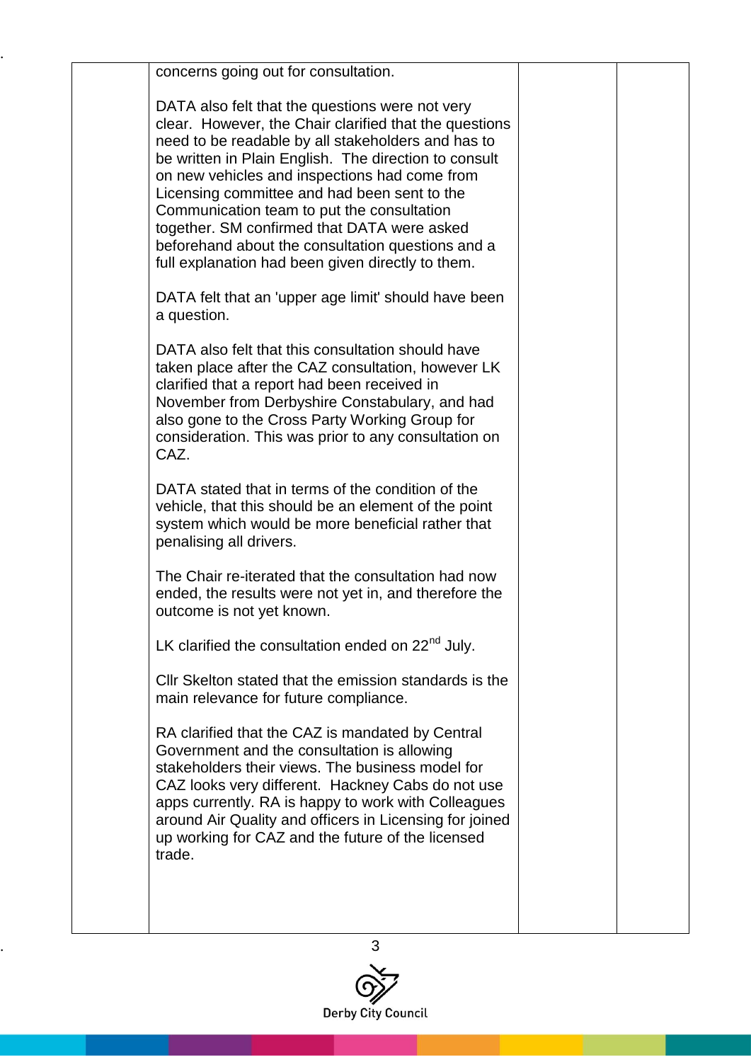| | | | |
|---|---|---|---|
| | concerns going out for consultation.<br><br>DATA also felt that the questions were not very clear. However, the Chair clarified that the questions need to be readable by all stakeholders and has to be written in Plain English. The direction to consult on new vehicles and inspections had come from Licensing committee and had been sent to the Communication team to put the consultation together. SM confirmed that DATA were asked beforehand about the consultation questions and a full explanation had been given directly to them.<br><br>DATA felt that an 'upper age limit' should have been a question.<br><br>DATA also felt that this consultation should have taken place after the CAZ consultation, however LK clarified that a report had been received in November from Derbyshire Constabulary, and had also gone to the Cross Party Working Group for consideration. This was prior to any consultation on CAZ.<br><br>DATA stated that in terms of the condition of the vehicle, that this should be an element of the point system which would be more beneficial rather that penalising all drivers.<br><br>The Chair re-iterated that the consultation had now ended, the results were not yet in, and therefore the outcome is not yet known.<br><br>LK clarified the consultation ended on 22nd July.<br><br>Cllr Skelton stated that the emission standards is the main relevance for future compliance.<br><br>RA clarified that the CAZ is mandated by Central Government and the consultation is allowing stakeholders their views. The business model for CAZ looks very different. Hackney Cabs do not use apps currently. RA is happy to work with Colleagues around Air Quality and officers in Licensing for joined up working for CAZ and the future of the licensed trade. | | |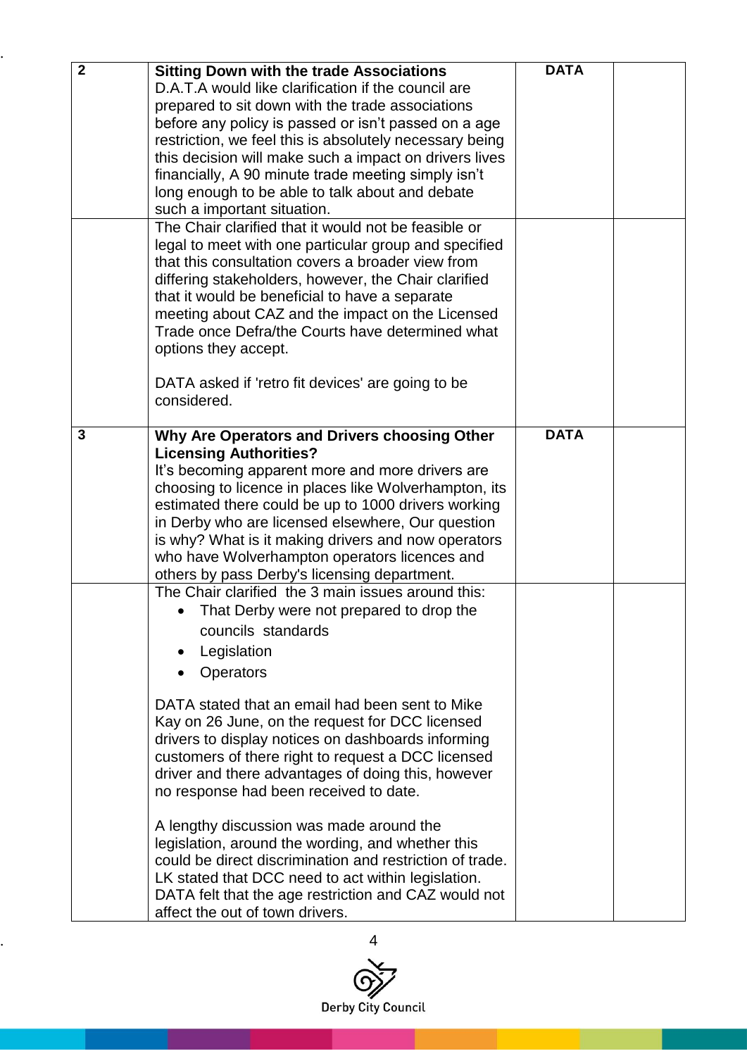| | | | |
|---|---|---|---|
| **2** | **Sitting Down with the trade Associations**<br>D.A.T.A would like clarification if the council are prepared to sit down with the trade associations before any policy is passed or isn't passed on a age restriction, we feel this is absolutely necessary being this decision will make such a impact on drivers lives financially, A 90 minute trade meeting simply isn't long enough to be able to talk about and debate such a important situation. | **DATA** | |
| | The Chair clarified that it would not be feasible or legal to meet with one particular group and specified that this consultation covers a broader view from differing stakeholders, however, the Chair clarified that it would be beneficial to have a separate meeting about CAZ and the impact on the Licensed Trade once Defra/the Courts have determined what options they accept.<br><br>DATA asked if 'retro fit devices' are going to be considered. | | |
| **3** | **Why Are Operators and Drivers choosing Other Licensing Authorities?**<br>It's becoming apparent more and more drivers are choosing to licence in places like Wolverhampton, its estimated there could be up to 1000 drivers working in Derby who are licensed elsewhere, Our question is why? What is it making drivers and now operators who have Wolverhampton operators licences and others by pass Derby's licensing department. | **DATA** | |
| | The Chair clarified the 3 main issues around this:<br>• That Derby were not prepared to drop the councils standards<br>• Legislation<br>• Operators<br><br>DATA stated that an email had been sent to Mike Kay on 26 June, on the request for DCC licensed drivers to display notices on dashboards informing customers of there right to request a DCC licensed driver and there advantages of doing this, however no response had been received to date.<br><br>A lengthy discussion was made around the legislation, around the wording, and whether this could be direct discrimination and restriction of trade. LK stated that DCC need to act within legislation. DATA felt that the age restriction and CAZ would not affect the out of town drivers. | | |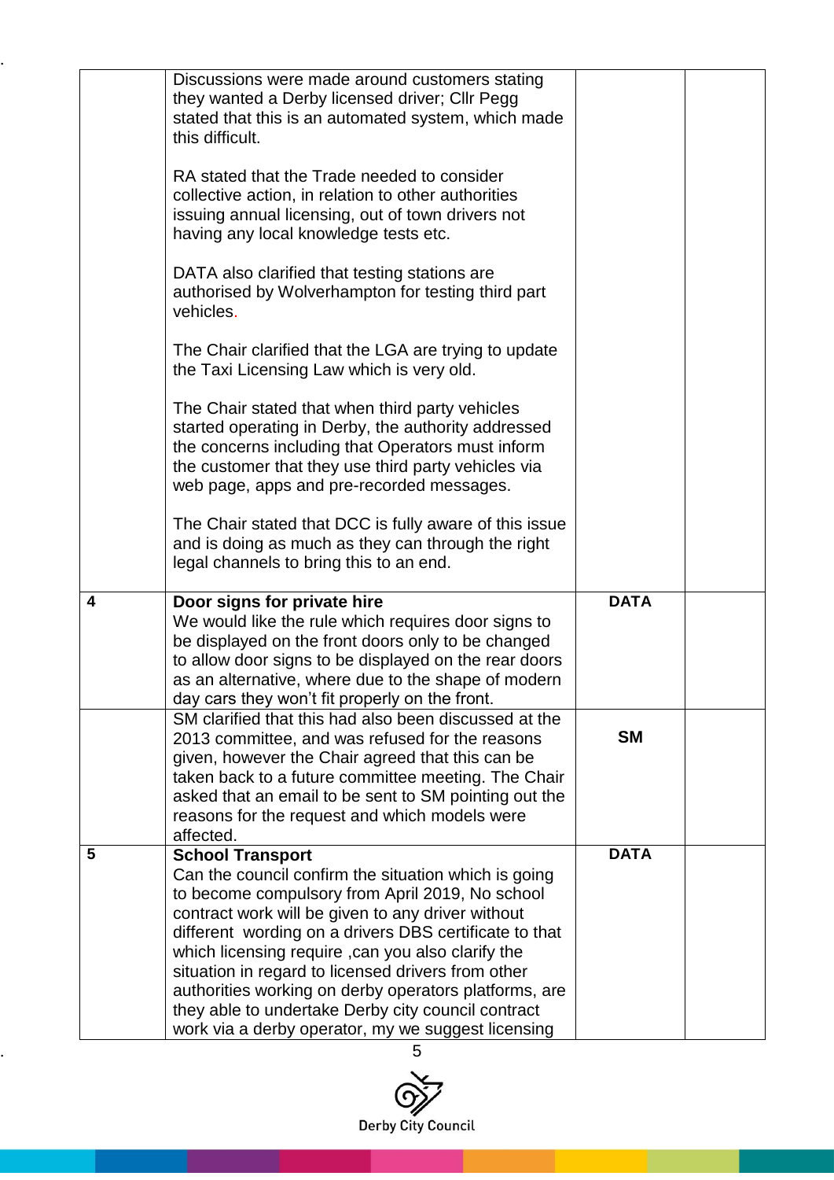| | | | |
|---|---|---|---|
| | Discussions were made around customers stating they wanted a Derby licensed driver; Cllr Pegg stated that this is an automated system, which made this difficult.<br><br>RA stated that the Trade needed to consider collective action, in relation to other authorities issuing annual licensing, out of town drivers not having any local knowledge tests etc.<br><br>DATA also clarified that testing stations are authorised by Wolverhampton for testing third part vehicles.<br><br>The Chair clarified that the LGA are trying to update the Taxi Licensing Law which is very old.<br><br>The Chair stated that when third party vehicles started operating in Derby, the authority addressed the concerns including that Operators must inform the customer that they use third party vehicles via web page, apps and pre-recorded messages.<br><br>The Chair stated that DCC is fully aware of this issue and is doing as much as they can through the right legal channels to bring this to an end. | | |
| **4** | **Door signs for private hire**<br>We would like the rule which requires door signs to be displayed on the front doors only to be changed to allow door signs to be displayed on the rear doors as an alternative, where due to the shape of modern day cars they won't fit properly on the front. | **DATA** | |
| | SM clarified that this had also been discussed at the 2013 committee, and was refused for the reasons given, however the Chair agreed that this can be taken back to a future committee meeting. The Chair asked that an email to be sent to SM pointing out the reasons for the request and which models were affected. | **SM** | |
| **5** | **School Transport**<br>Can the council confirm the situation which is going to become compulsory from April 2019, No school contract work will be given to any driver without different wording on a drivers DBS certificate to that which licensing require ,can you also clarify the situation in regard to licensed drivers from other authorities working on derby operators platforms, are they able to undertake Derby city council contract work via a derby operator, my we suggest licensing | **DATA** | |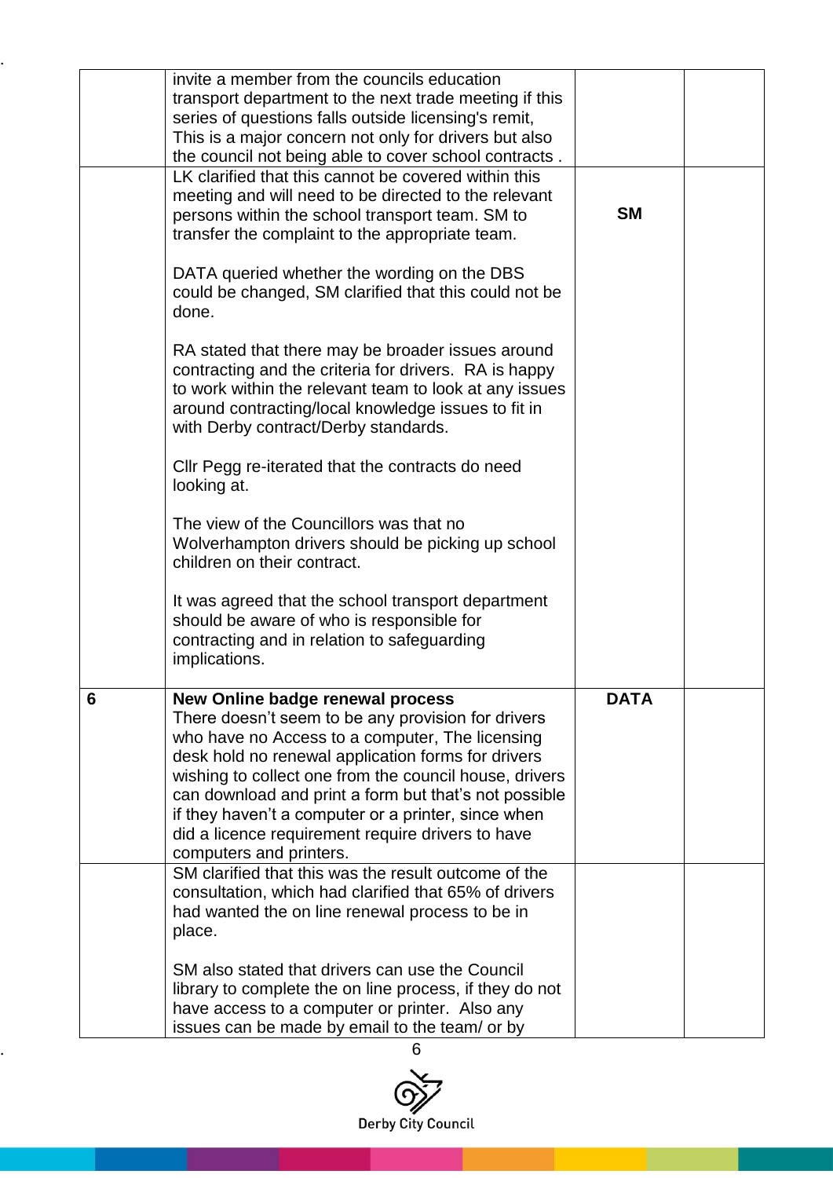| | | | |
|---|---|---|---|
| | invite a member from the councils education transport department to the next trade meeting if this series of questions falls outside licensing's remit, This is a major concern not only for drivers but also the council not being able to cover school contracts . | | |
| | LK clarified that this cannot be covered within this meeting and will need to be directed to the relevant persons within the school transport team. SM to transfer the complaint to the appropriate team.<br><br>DATA queried whether the wording on the DBS could be changed, SM clarified that this could not be done.<br><br>RA stated that there may be broader issues around contracting and the criteria for drivers. RA is happy to work within the relevant team to look at any issues around contracting/local knowledge issues to fit in with Derby contract/Derby standards.<br><br>Cllr Pegg re-iterated that the contracts do need looking at.<br><br>The view of the Councillors was that no Wolverhampton drivers should be picking up school children on their contract.<br><br>It was agreed that the school transport department should be aware of who is responsible for contracting and in relation to safeguarding implications. | **SM** | |
| **6** | **New Online badge renewal process**<br>There doesn't seem to be any provision for drivers who have no Access to a computer, The licensing desk hold no renewal application forms for drivers wishing to collect one from the council house, drivers can download and print a form but that's not possible if they haven't a computer or a printer, since when did a licence requirement require drivers to have computers and printers. | **DATA** | |
| | SM clarified that this was the result outcome of the consultation, which had clarified that 65% of drivers had wanted the on line renewal process to be in place.<br><br>SM also stated that drivers can use the Council library to complete the on line process, if they do not have access to a computer or printer. Also any issues can be made by email to the team/ or by | | |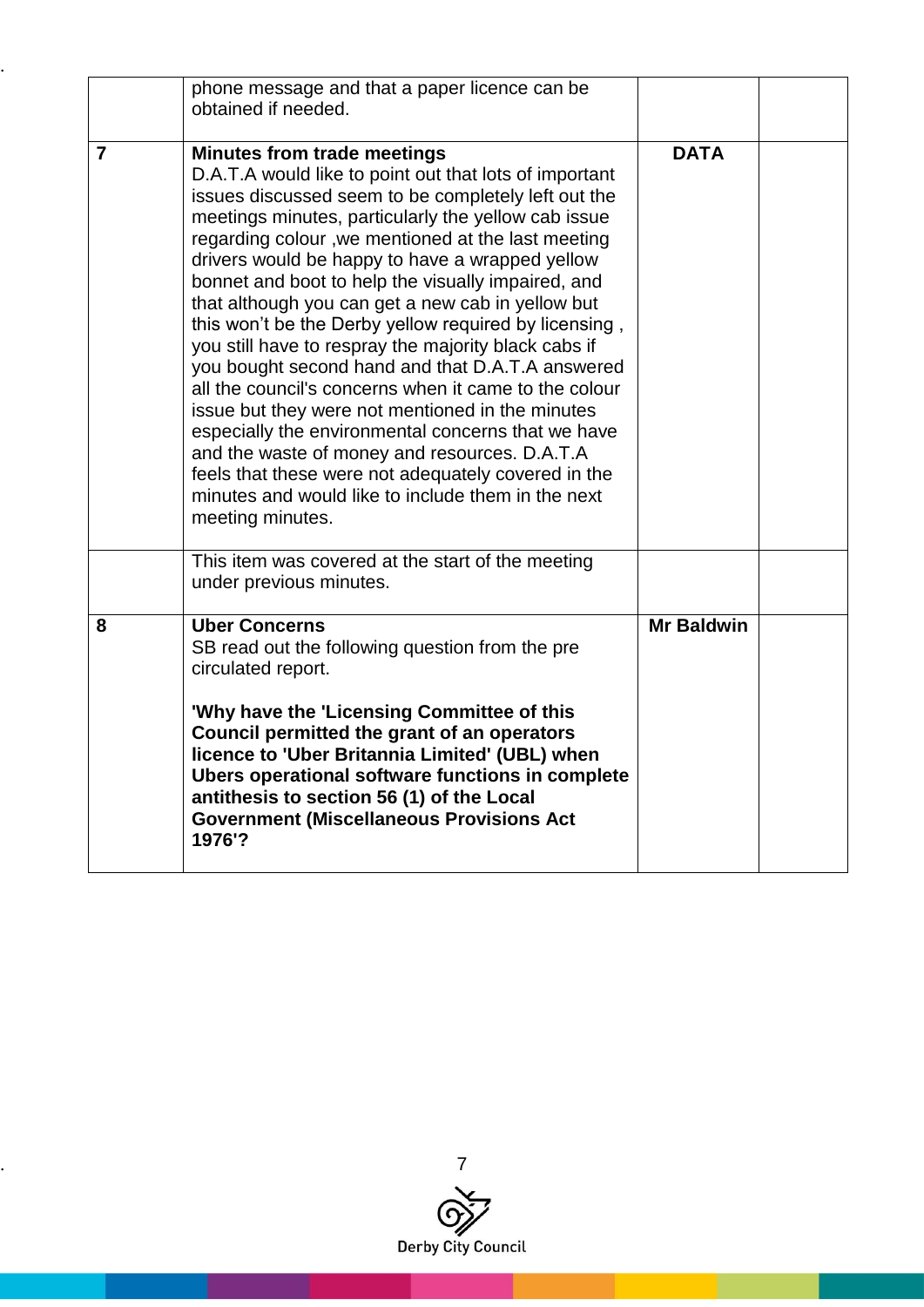| | | | |
|---|---|---|---|
| | phone message and that a paper licence can be obtained if needed. | | |
| **7** | **Minutes from trade meetings**<br>D.A.T.A would like to point out that lots of important issues discussed seem to be completely left out the meetings minutes, particularly the yellow cab issue regarding colour ,we mentioned at the last meeting drivers would be happy to have a wrapped yellow bonnet and boot to help the visually impaired, and that although you can get a new cab in yellow but this won't be the Derby yellow required by licensing , you still have to respray the majority black cabs if you bought second hand and that D.A.T.A answered all the council's concerns when it came to the colour issue but they were not mentioned in the minutes especially the environmental concerns that we have and the waste of money and resources. D.A.T.A feels that these were not adequately covered in the minutes and would like to include them in the next meeting minutes. | **DATA** | |
| | This item was covered at the start of the meeting under previous minutes. | | |
| **8** | **Uber Concerns**<br>SB read out the following question from the pre circulated report.<br><br>**'Why have the 'Licensing Committee of this Council permitted the grant of an operators licence to 'Uber Britannia Limited' (UBL) when Ubers operational software functions in complete antithesis to section 56 (1) of the Local Government (Miscellaneous Provisions Act 1976'?** | **Mr Baldwin** | |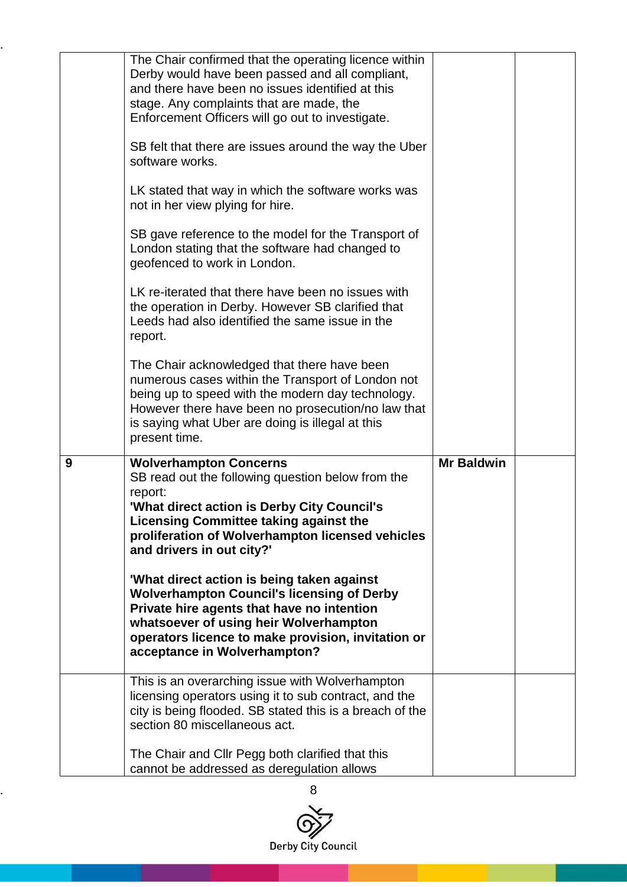| | | | |
|---|---|---|---|
| | The Chair confirmed that the operating licence within Derby would have been passed and all compliant, and there have been no issues identified at this stage. Any complaints that are made, the Enforcement Officers will go out to investigate.<br><br>SB felt that there are issues around the way the Uber software works.<br><br>LK stated that way in which the software works was not in her view plying for hire.<br><br>SB gave reference to the model for the Transport of London stating that the software had changed to geofenced to work in London.<br><br>LK re-iterated that there have been no issues with the operation in Derby. However SB clarified that Leeds had also identified the same issue in the report.<br><br>The Chair acknowledged that there have been numerous cases within the Transport of London not being up to speed with the modern day technology. However there have been no prosecution/no law that is saying what Uber are doing is illegal at this present time. | | |
| **9** | **Wolverhampton Concerns**<br>SB read out the following question below from the report:<br>**'What direct action is Derby City Council's Licensing Committee taking against the proliferation of Wolverhampton licensed vehicles and drivers in out city?'**<br><br>**'What direct action is being taken against Wolverhampton Council's licensing of Derby Private hire agents that have no intention whatsoever of using heir Wolverhampton operators licence to make provision, invitation or acceptance in Wolverhampton?** | **Mr Baldwin** | |
| | This is an overarching issue with Wolverhampton licensing operators using it to sub contract, and the city is being flooded. SB stated this is a breach of the section 80 miscellaneous act.<br><br>The Chair and Cllr Pegg both clarified that this cannot be addressed as deregulation allows | | |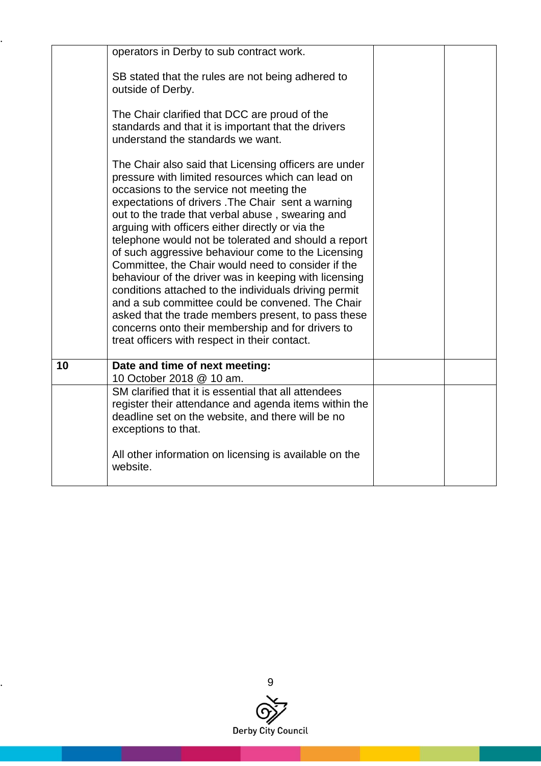| | | | |
|---|---|---|---|
| | operators in Derby to sub contract work.<br><br>SB stated that the rules are not being adhered to outside of Derby.<br><br>The Chair clarified that DCC are proud of the standards and that it is important that the drivers understand the standards we want.<br><br>The Chair also said that Licensing officers are under pressure with limited resources which can lead on occasions to the service not meeting the expectations of drivers .The Chair sent a warning out to the trade that verbal abuse , swearing and arguing with officers either directly or via the telephone would not be tolerated and should a report of such aggressive behaviour come to the Licensing Committee, the Chair would need to consider if the behaviour of the driver was in keeping with licensing conditions attached to the individuals driving permit and a sub committee could be convened. The Chair asked that the trade members present, to pass these concerns onto their membership and for drivers to treat officers with respect in their contact. | | |
| **10** | **Date and time of next meeting:**<br>10 October 2018 @ 10 am. | | |
| | SM clarified that it is essential that all attendees register their attendance and agenda items within the deadline set on the website, and there will be no exceptions to that.<br><br>All other information on licensing is available on the website. | | |